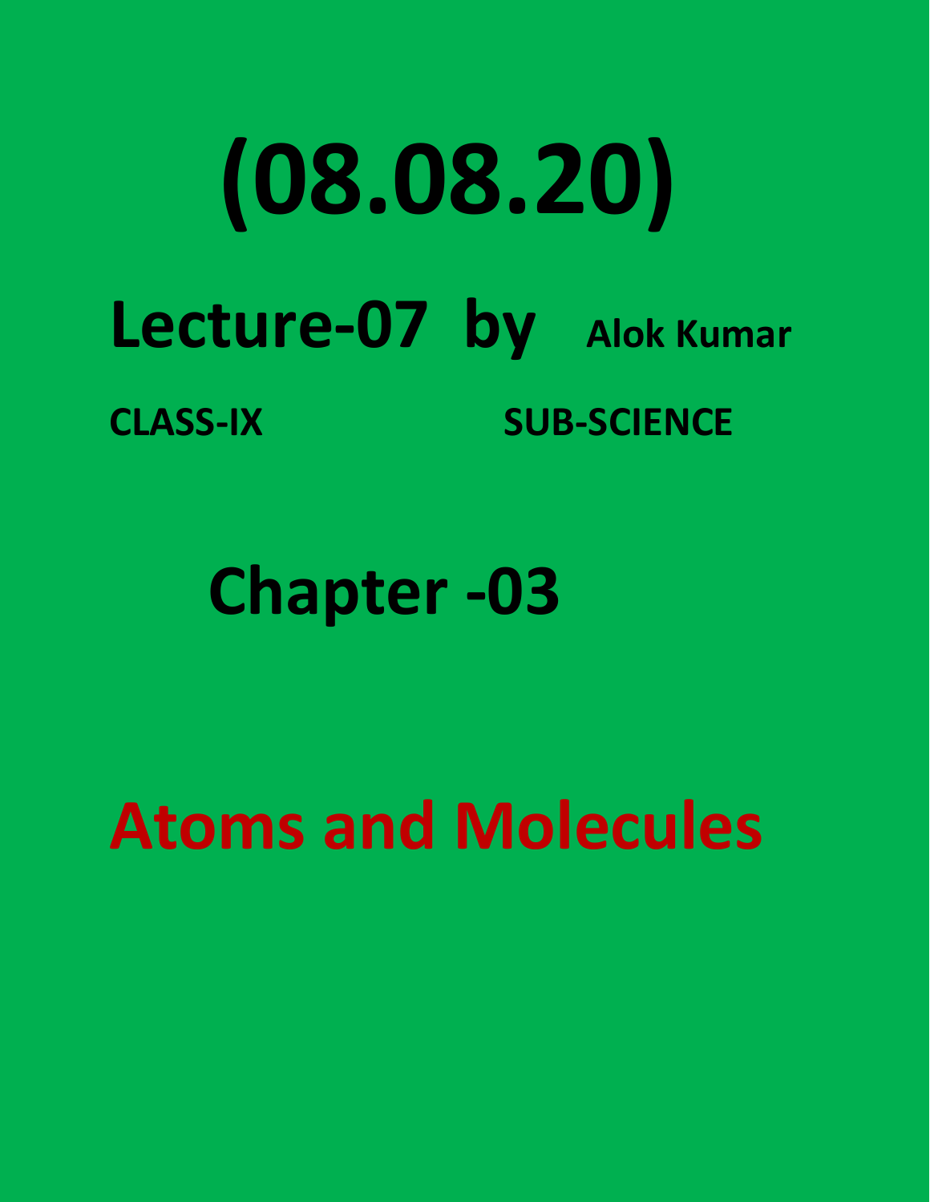# (08.08.20)

## Lecture-07 by Alok Kumar

**CLASS-IX** **SUB-SCIENCE**

## Chapter -03

# Atoms and Molecules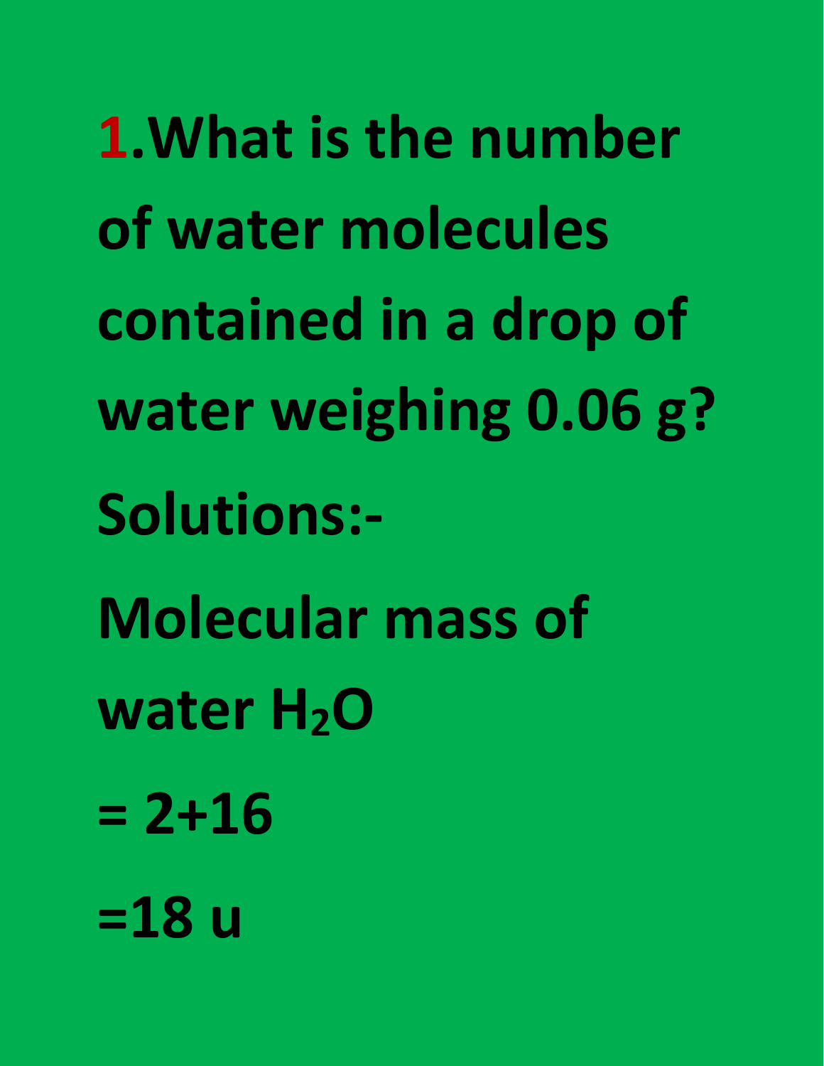**1.What is the number of water molecules contained in a drop of water weighing 0.06 g?**

**Solutions:-**

**Molecular mass of water $H_2O$**

**= 2+16**

**=18 u**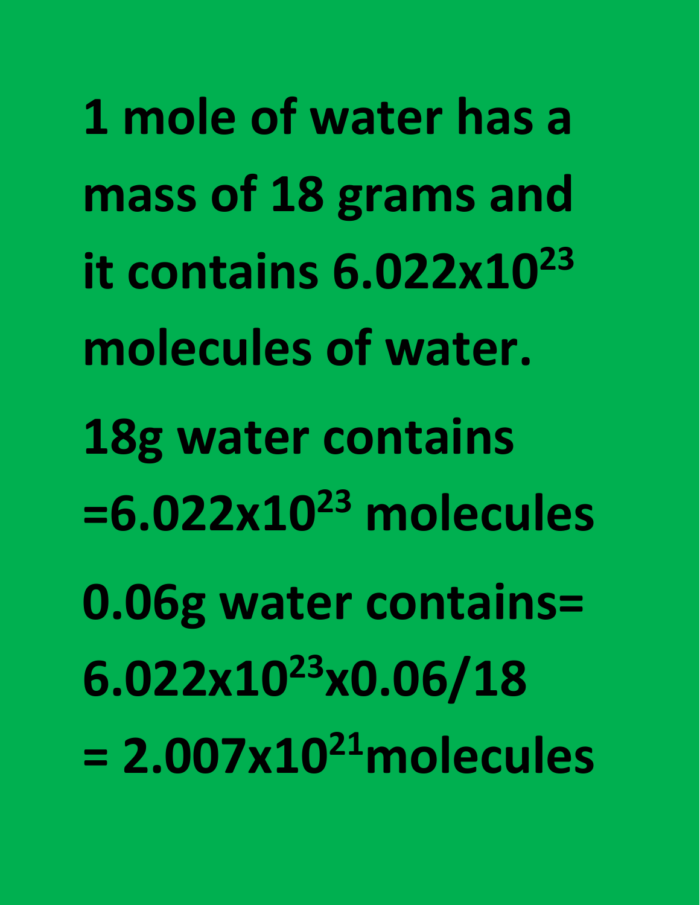**1 mole of water has a mass of 18 grams and it contains $6.022 \times 10^{23}$ molecules of water.**

**18g water contains**

**$= 6.022 \times 10^{23}$ molecules**

**0.06g water contains=**

**$6.022 \times 10^{23} \times 0.06/18$**

**$= 2.007 \times 10^{21}$ molecules**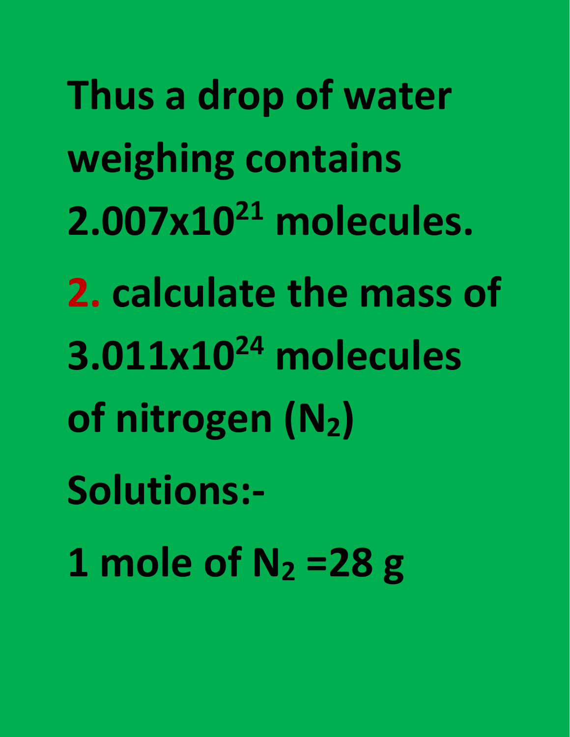Thus a drop of water weighing contains $2.007 \times 10^{21}$ molecules.

**2.** calculate the mass of $3.011 \times 10^{24}$ molecules of nitrogen ($N_2$)

Solutions:-

1 mole of $N_2$ =28 g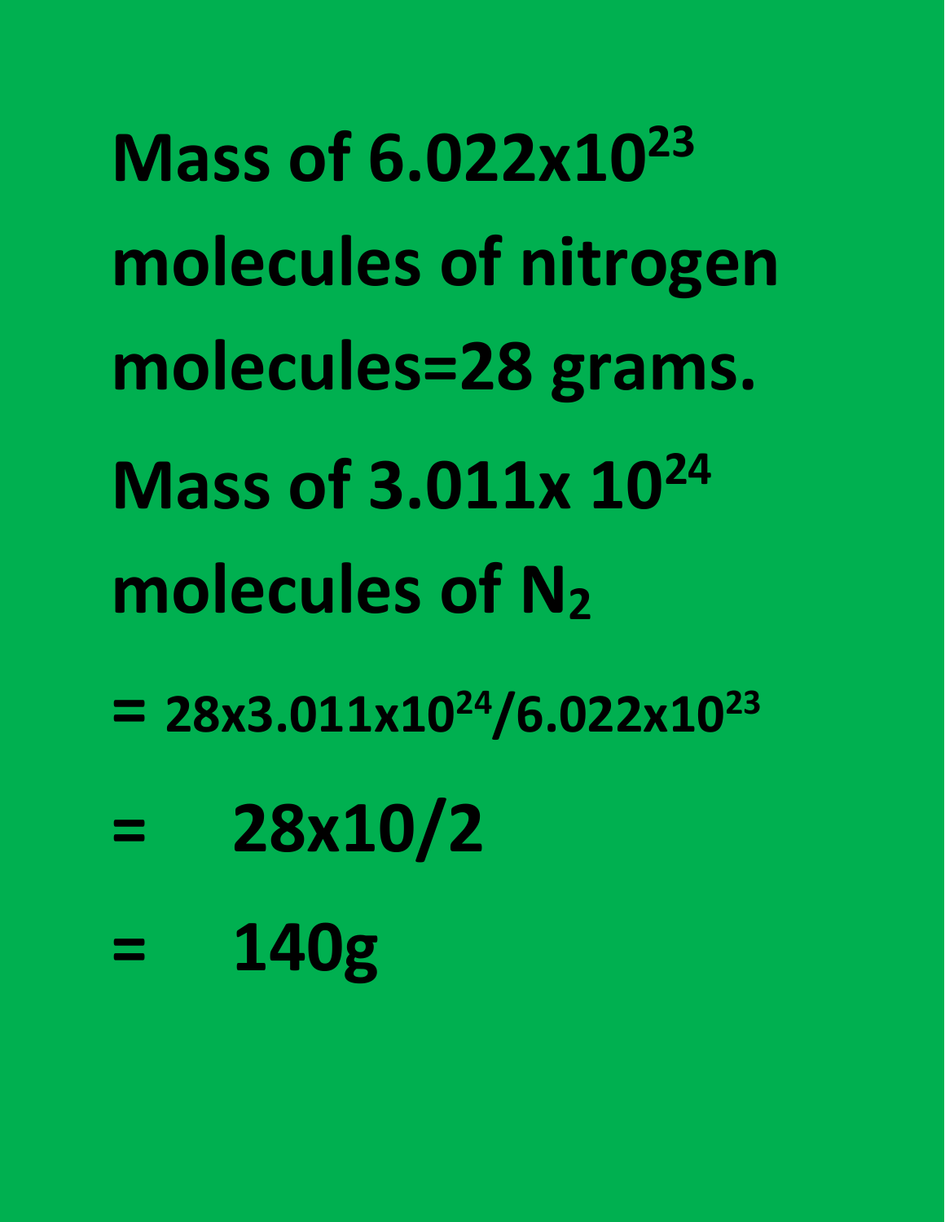**Mass of $6.022 \times 10^{23}$ molecules of nitrogen molecules=28 grams.**

**Mass of $3.011 \times 10^{24}$ molecules of $N_2$**

**$= 28 \times 3.011 \times 10^{24} / 6.022 \times 10^{23}$**

**$= \quad 28 \times 10/2$**

**$= \quad 140\text{g}$**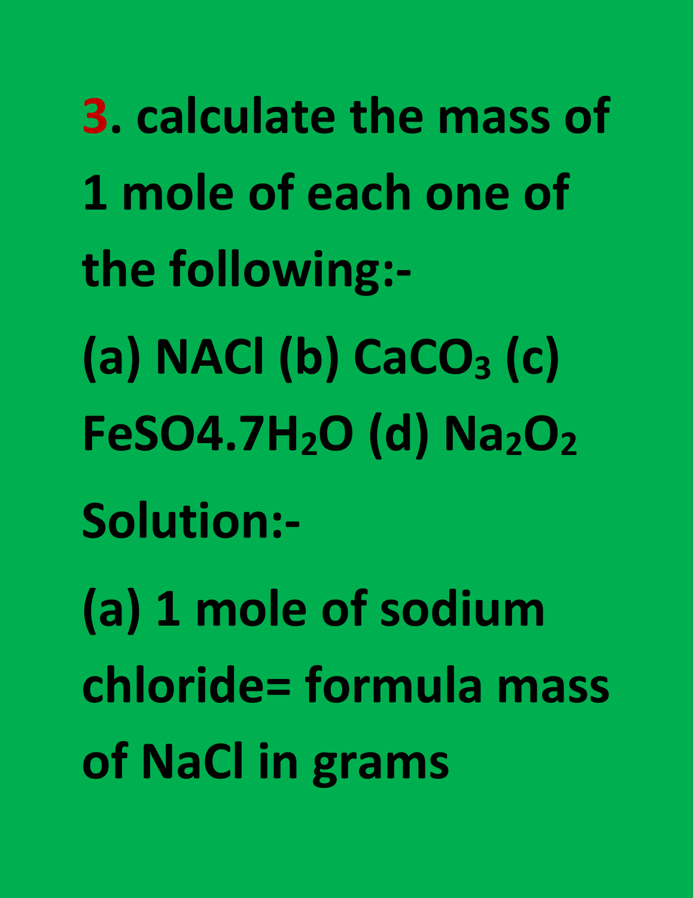**3. calculate the mass of 1 mole of each one of the following:-**

**(a) NACl (b) $CaCO_3$ (c) FeSO4.$7H_2O$ (d) $Na_2O_2$**

**Solution:-**

**(a) 1 mole of sodium chloride= formula mass of NaCl in grams**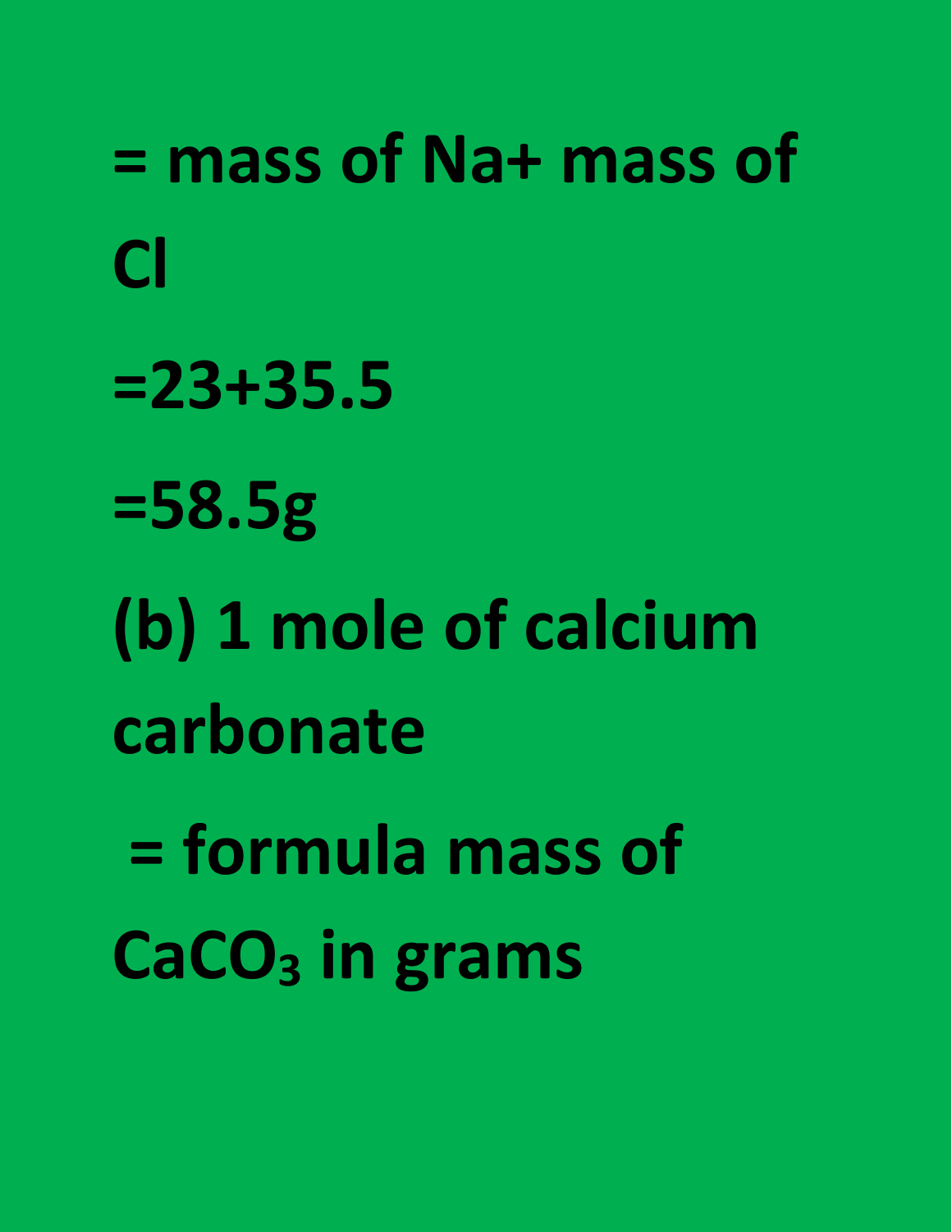**= mass of Na+ mass of Cl**

**=23+35.5**

**=58.5g**

**(b) 1 mole of calcium carbonate**

**= formula mass of $CaCO_3$ in grams**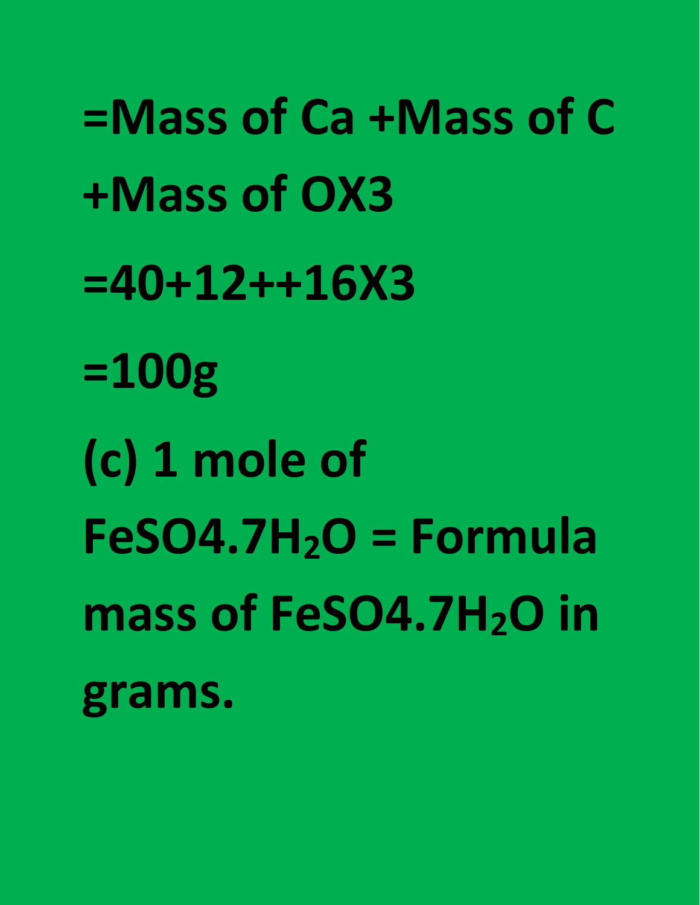**=Mass of Ca +Mass of C +Mass of OX3**

**=40+12++16X3**

**=100g**

**(c) 1 mole of $FeSO4.7H_2O$ = Formula mass of $FeSO4.7H_2O$ in grams.**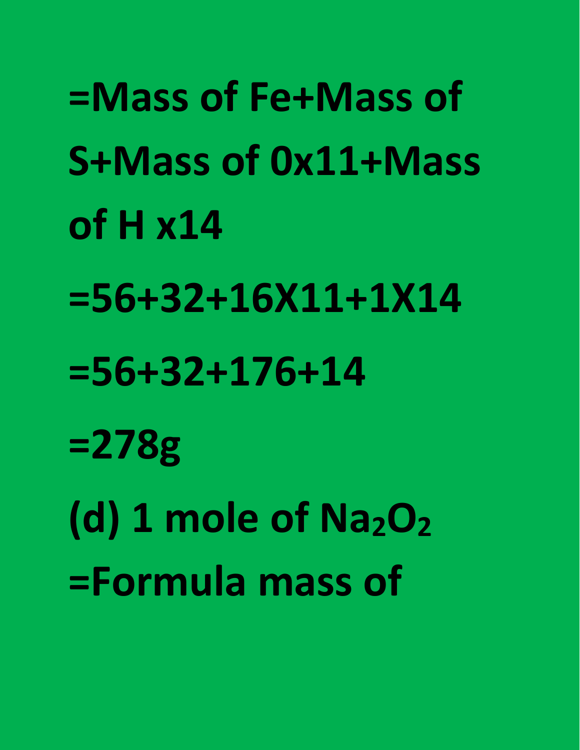**=Mass of Fe+Mass of S+Mass of 0x11+Mass of H x14**

**$=56+32+16 \times 11+1 \times 14$**

**$=56+32+176+14$**

**=278g**

**(d) 1 mole of $Na_2O_2$**

**=Formula mass of**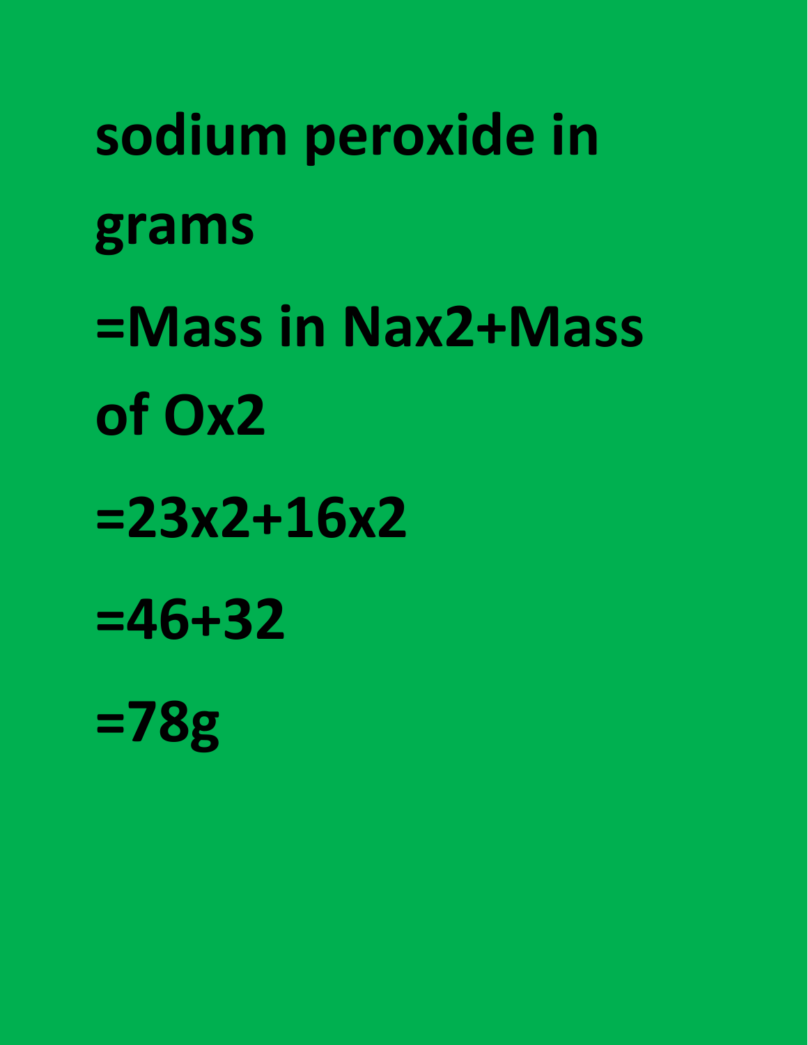**sodium peroxide in grams**

**=Mass in Nax2+Mass of Ox2**

**$=23\times2+16\times2$**

**$=46+32$**

**=78g**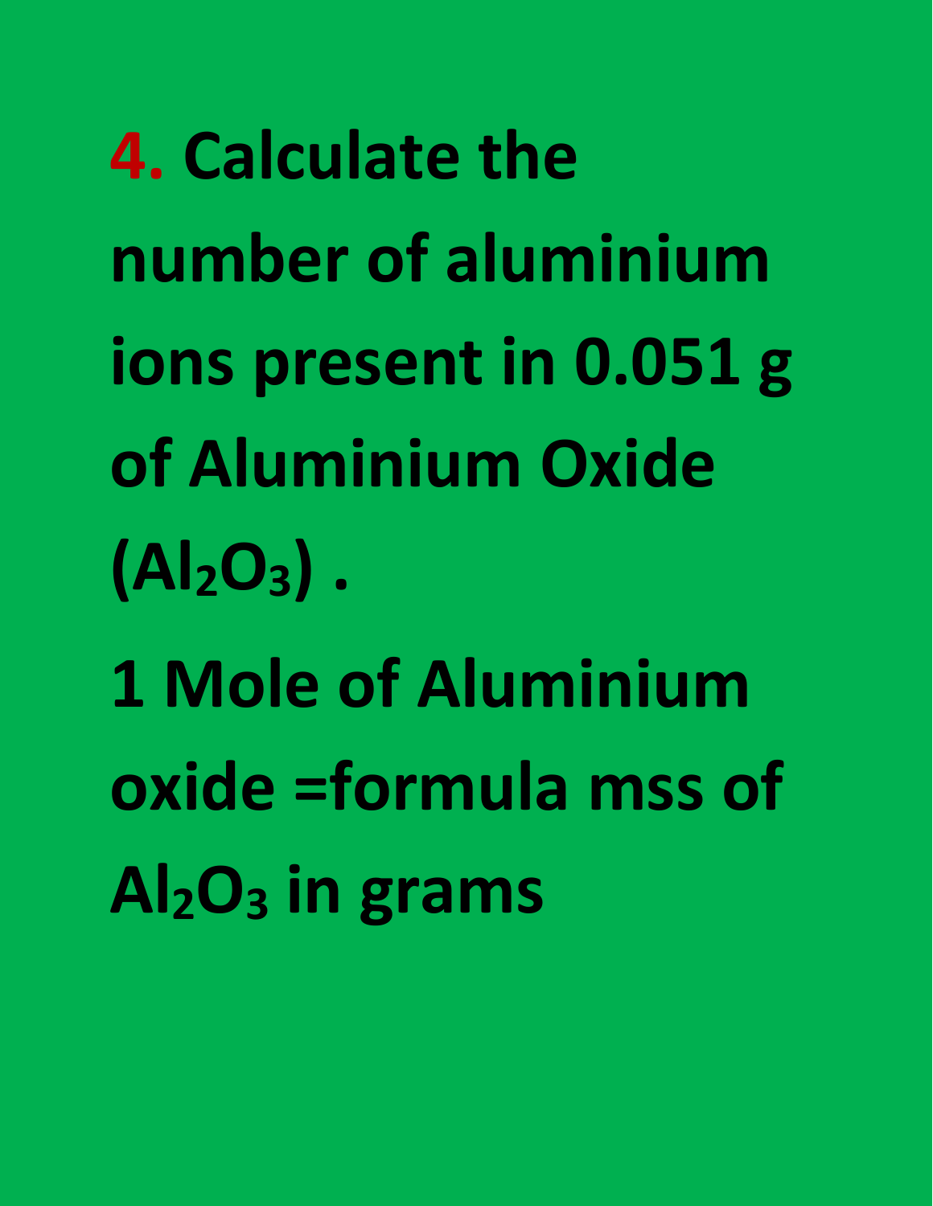**4. Calculate the number of aluminium ions present in 0.051 g of Aluminium Oxide ($Al_2O_3$) .**

**1 Mole of Aluminium oxide =formula mss of $Al_2O_3$ in grams**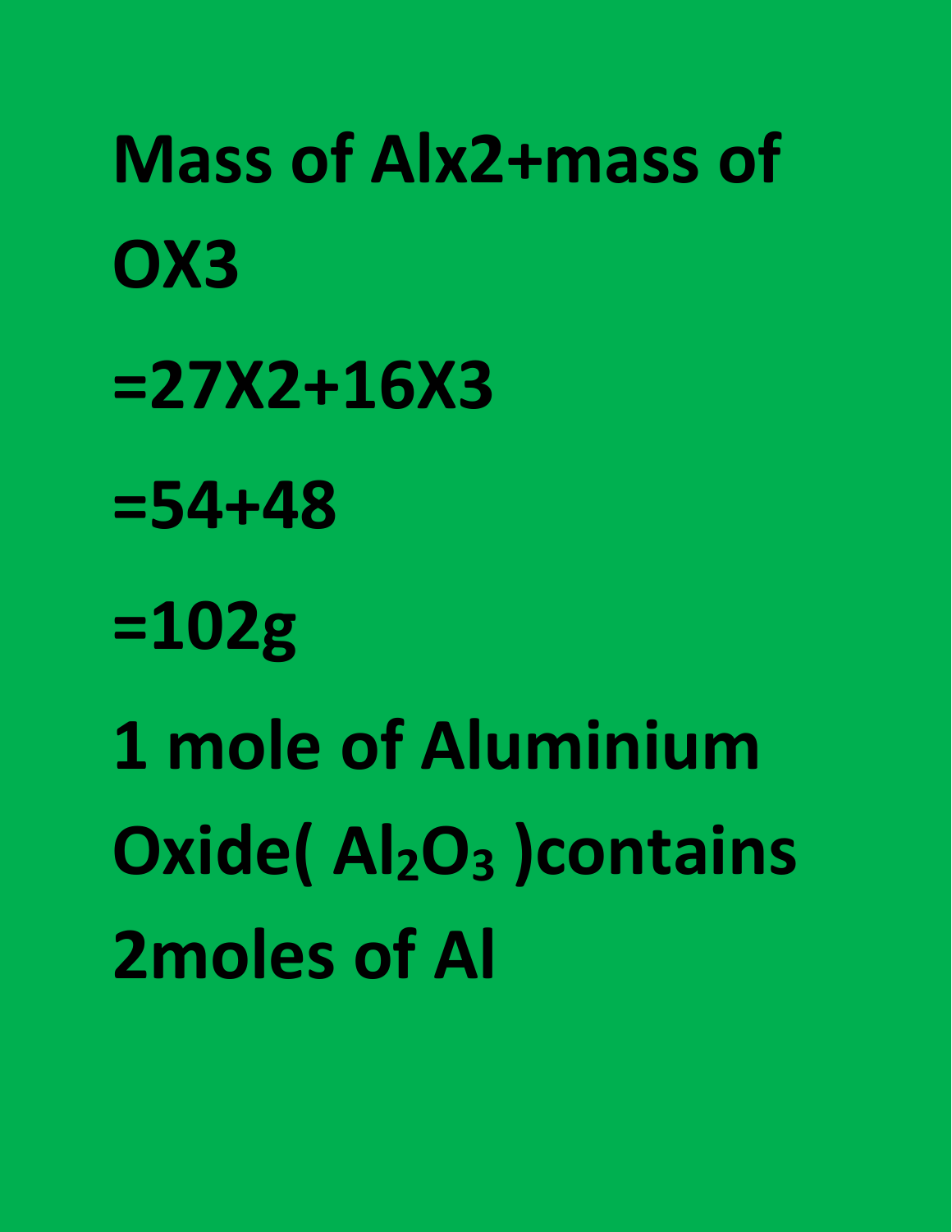**Mass of Alx2+mass of OX3**

**=27X2+16X3**

**=54+48**

**=102g**

**1 mole of Aluminium Oxide( $Al_2O_3$ )contains 2moles of Al**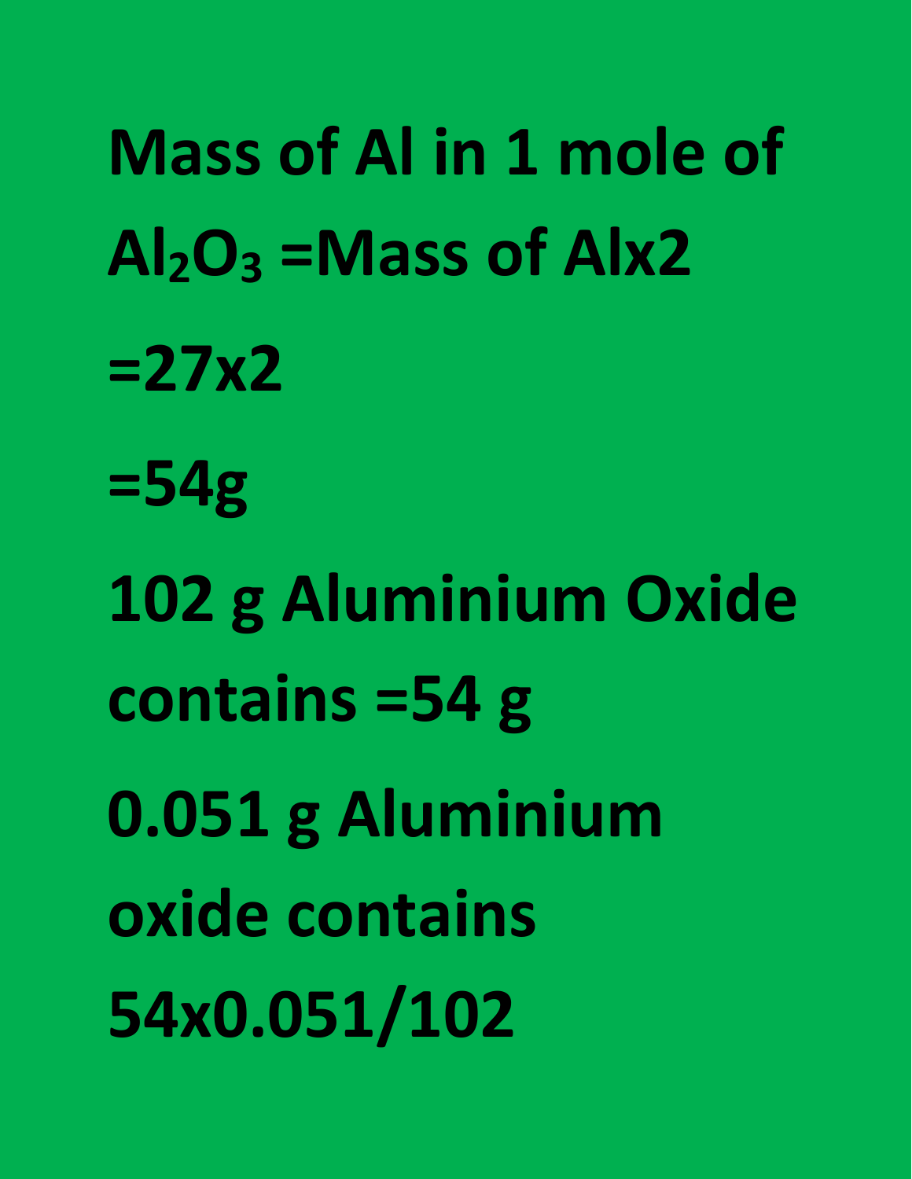**Mass of Al in 1 mole of $Al_2O_3$ =Mass of Alx2**

**=27x2**

**=54g**

**102 g Aluminium Oxide contains =54 g**

**0.051 g Aluminium oxide contains 54x0.051/102**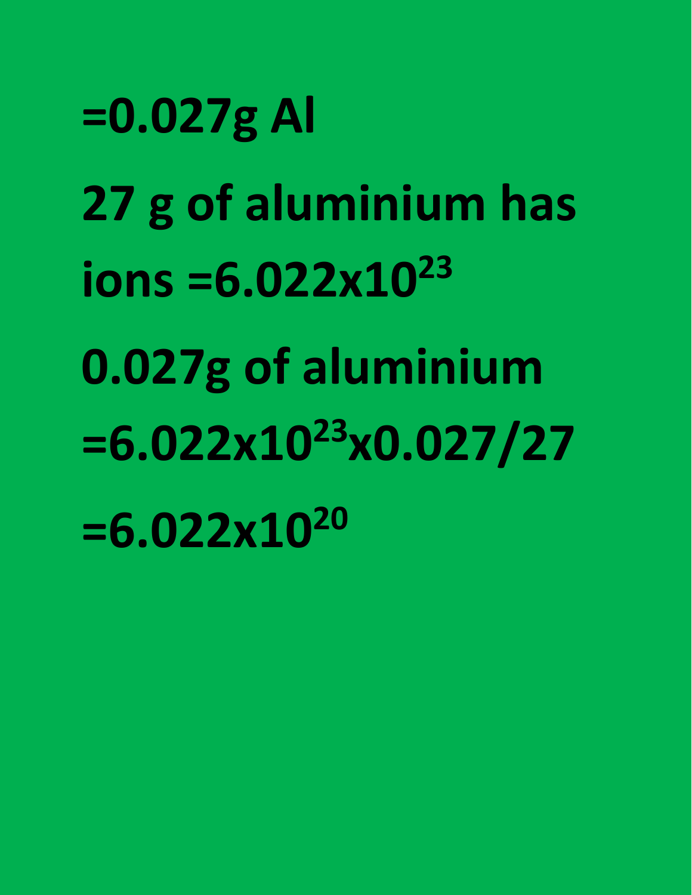**=0.027g Al**

**27 g of aluminium has ions $=6.022 \times 10^{23}$**

**0.027g of aluminium $=6.022 \times 10^{23} \times 0.027/27$**

**$=6.022 \times 10^{20}$**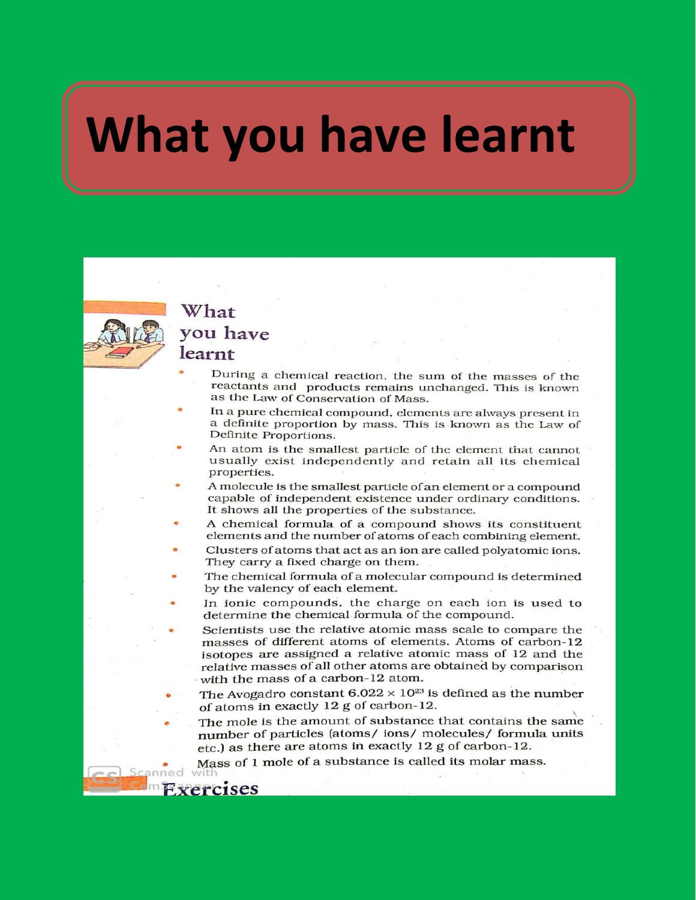# What you have learnt

## What you have learnt

- During a chemical reaction, the sum of the masses of the reactants and products remains unchanged. This is known as the Law of Conservation of Mass.
- In a pure chemical compound, elements are always present in a definite proportion by mass. This is known as the Law of Definite Proportions.
- An atom is the smallest particle of the element that cannot usually exist independently and retain all its chemical properties.
- A molecule is the smallest particle of an element or a compound capable of independent existence under ordinary conditions. It shows all the properties of the substance.
- A chemical formula of a compound shows its constituent elements and the number of atoms of each combining element.
- Clusters of atoms that act as an ion are called polyatomic ions. They carry a fixed charge on them.
- The chemical formula of a molecular compound is determined by the valency of each element.
- In ionic compounds, the charge on each ion is used to determine the chemical formula of the compound.
- Scientists use the relative atomic mass scale to compare the masses of different atoms of elements. Atoms of carbon-12 isotopes are assigned a relative atomic mass of 12 and the relative masses of all other atoms are obtained by comparison with the mass of a carbon-12 atom.
- The Avogadro constant $6.022 \times 10^{23}$ is defined as the number of atoms in exactly 12 g of carbon-12.
- The mole is the amount of substance that contains the same number of particles (atoms/ ions/ molecules/ formula units etc.) as there are atoms in exactly 12 g of carbon-12.
- Mass of 1 mole of a substance is called its molar mass.

## Exercises